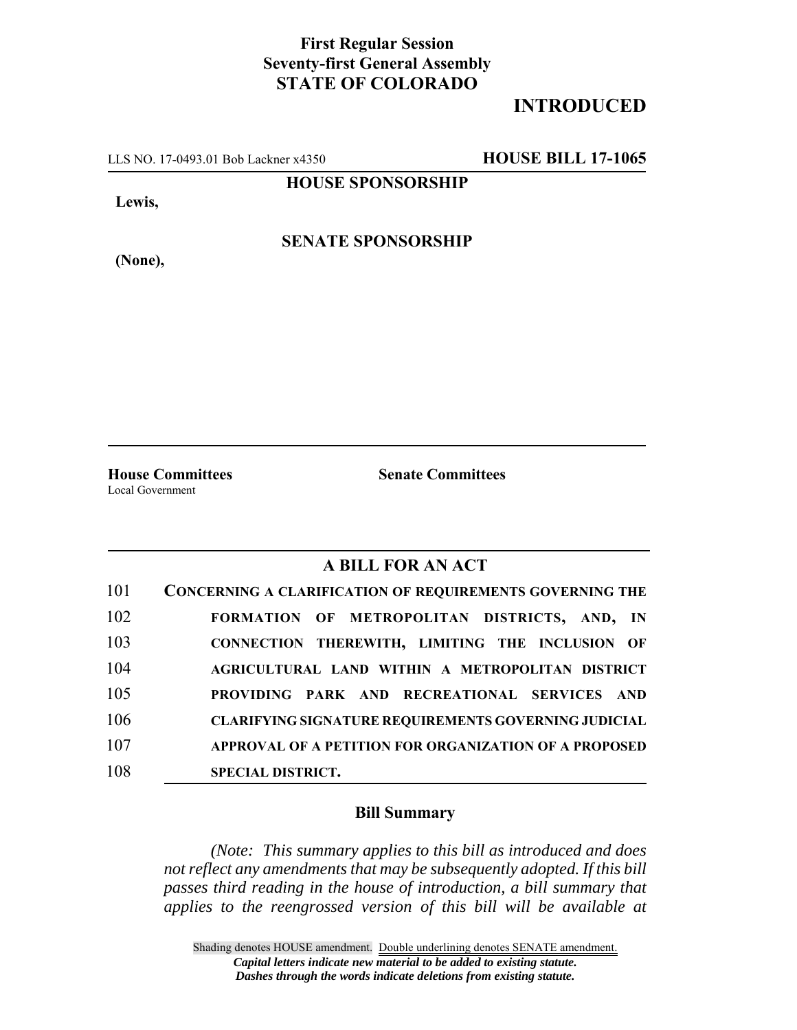**First Regular Session**
**Seventy-first General Assembly**
**STATE OF COLORADO**

# INTRODUCED

LLS NO. 17-0493.01 Bob Lackner x4350 **HOUSE BILL 17-1065**

**HOUSE SPONSORSHIP**

**Lewis,**

**SENATE SPONSORSHIP**

**(None),**

**House Committees**
Local Government

**Senate Committees**

## A BILL FOR AN ACT

101 **CONCERNING A CLARIFICATION OF REQUIREMENTS GOVERNING THE**
102 **FORMATION OF METROPOLITAN DISTRICTS, AND, IN**
103 **CONNECTION THEREWITH, LIMITING THE INCLUSION OF**
104 **AGRICULTURAL LAND WITHIN A METROPOLITAN DISTRICT**
105 **PROVIDING PARK AND RECREATIONAL SERVICES AND**
106 **CLARIFYING SIGNATURE REQUIREMENTS GOVERNING JUDICIAL**
107 **APPROVAL OF A PETITION FOR ORGANIZATION OF A PROPOSED**
108 **SPECIAL DISTRICT.**

### Bill Summary

*(Note: This summary applies to this bill as introduced and does not reflect any amendments that may be subsequently adopted. If this bill passes third reading in the house of introduction, a bill summary that applies to the reengrossed version of this bill will be available at*

Shading denotes HOUSE amendment. Double underlining denotes SENATE amendment.
***Capital letters indicate new material to be added to existing statute.***
***Dashes through the words indicate deletions from existing statute.***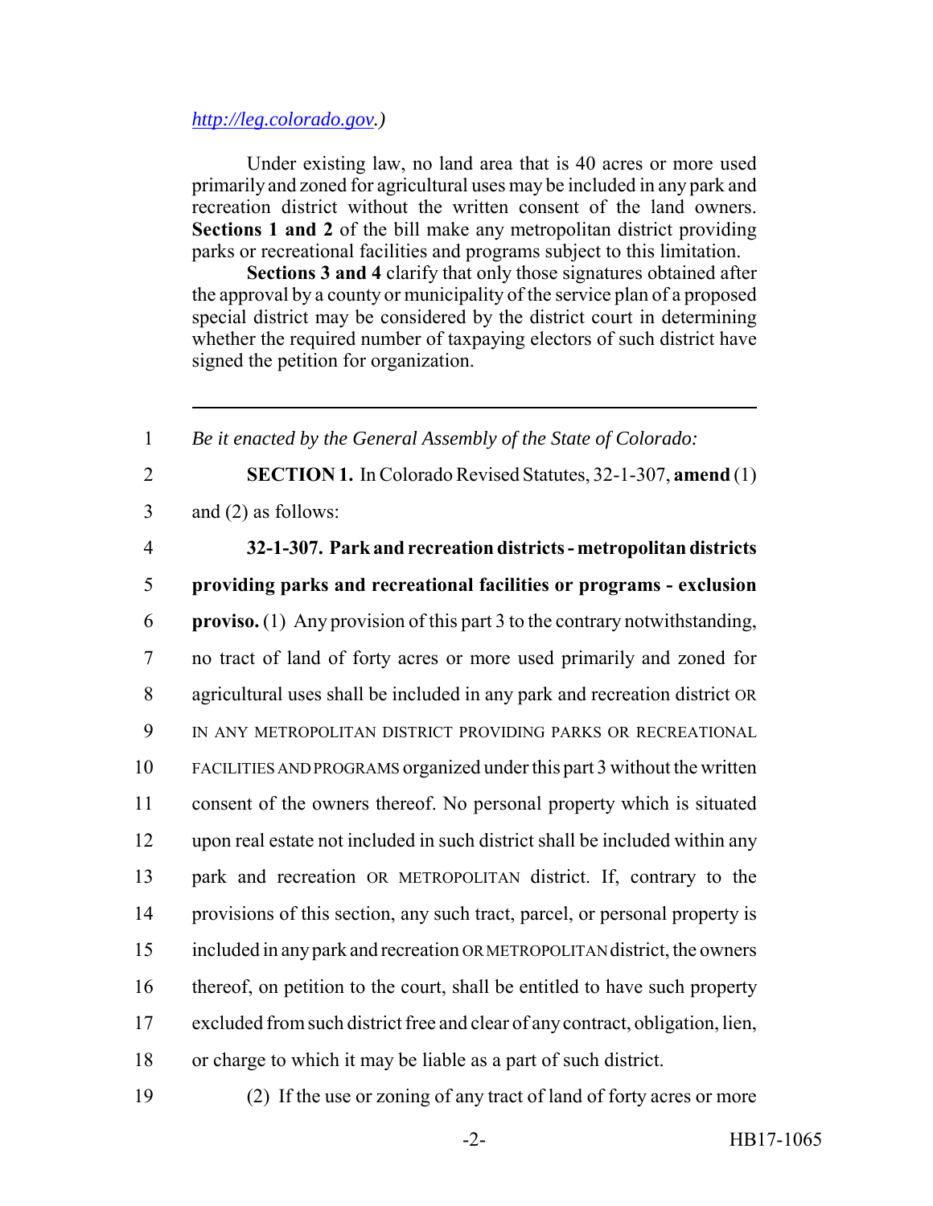http://leg.colorado.gov.)

Under existing law, no land area that is 40 acres or more used primarily and zoned for agricultural uses may be included in any park and recreation district without the written consent of the land owners. **Sections 1 and 2** of the bill make any metropolitan district providing parks or recreational facilities and programs subject to this limitation.

**Sections 3 and 4** clarify that only those signatures obtained after the approval by a county or municipality of the service plan of a proposed special district may be considered by the district court in determining whether the required number of taxpaying electors of such district have signed the petition for organization.

---

1 *Be it enacted by the General Assembly of the State of Colorado:*

2 **SECTION 1.** In Colorado Revised Statutes, 32-1-307, **amend** (1)
3 and (2) as follows:

4 **32-1-307. Park and recreation districts - metropolitan districts**
5 **providing parks and recreational facilities or programs - exclusion**
6 **proviso.** (1) Any provision of this part 3 to the contrary notwithstanding,
7 no tract of land of forty acres or more used primarily and zoned for
8 agricultural uses shall be included in any park and recreation district OR
9 IN ANY METROPOLITAN DISTRICT PROVIDING PARKS OR RECREATIONAL
10 FACILITIES AND PROGRAMS organized under this part 3 without the written
11 consent of the owners thereof. No personal property which is situated
12 upon real estate not included in such district shall be included within any
13 park and recreation OR METROPOLITAN district. If, contrary to the
14 provisions of this section, any such tract, parcel, or personal property is
15 included in any park and recreation OR METROPOLITAN district, the owners
16 thereof, on petition to the court, shall be entitled to have such property
17 excluded from such district free and clear of any contract, obligation, lien,
18 or charge to which it may be liable as a part of such district.

19 (2) If the use or zoning of any tract of land of forty acres or more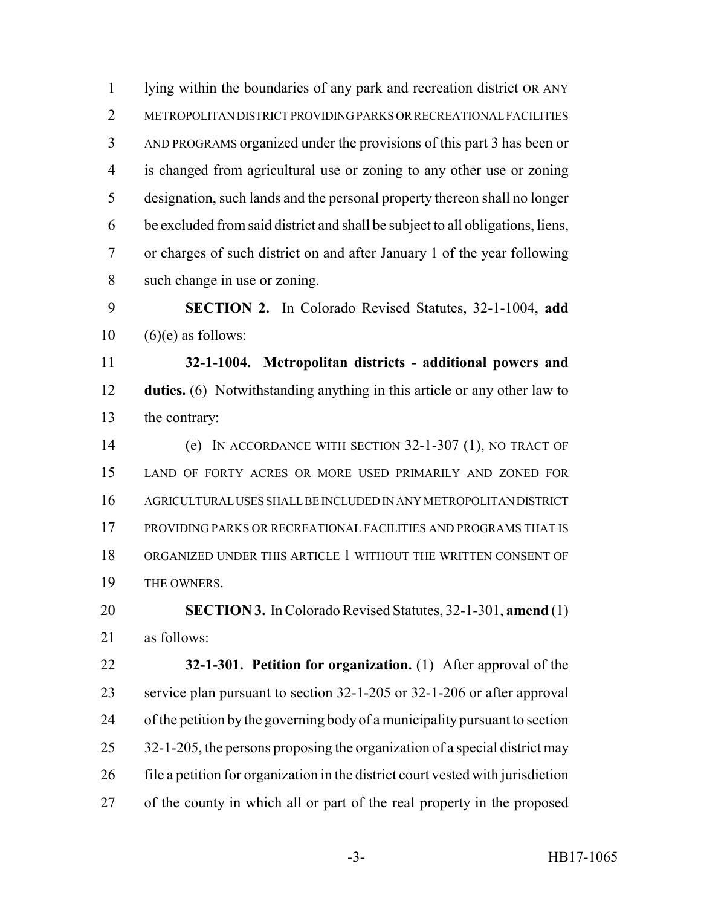lying within the boundaries of any park and recreation district OR ANY METROPOLITAN DISTRICT PROVIDING PARKS OR RECREATIONAL FACILITIES AND PROGRAMS organized under the provisions of this part 3 has been or is changed from agricultural use or zoning to any other use or zoning designation, such lands and the personal property thereon shall no longer be excluded from said district and shall be subject to all obligations, liens, or charges of such district on and after January 1 of the year following such change in use or zoning.

**SECTION 2.** In Colorado Revised Statutes, 32-1-1004, **add** (6)(e) as follows:

**32-1-1004. Metropolitan districts - additional powers and duties.** (6) Notwithstanding anything in this article or any other law to the contrary:

(e) IN ACCORDANCE WITH SECTION 32-1-307 (1), NO TRACT OF LAND OF FORTY ACRES OR MORE USED PRIMARILY AND ZONED FOR AGRICULTURAL USES SHALL BE INCLUDED IN ANY METROPOLITAN DISTRICT PROVIDING PARKS OR RECREATIONAL FACILITIES AND PROGRAMS THAT IS ORGANIZED UNDER THIS ARTICLE 1 WITHOUT THE WRITTEN CONSENT OF THE OWNERS.

**SECTION 3.** In Colorado Revised Statutes, 32-1-301, **amend** (1) as follows:

**32-1-301. Petition for organization.** (1) After approval of the service plan pursuant to section 32-1-205 or 32-1-206 or after approval of the petition by the governing body of a municipality pursuant to section 32-1-205, the persons proposing the organization of a special district may file a petition for organization in the district court vested with jurisdiction of the county in which all or part of the real property in the proposed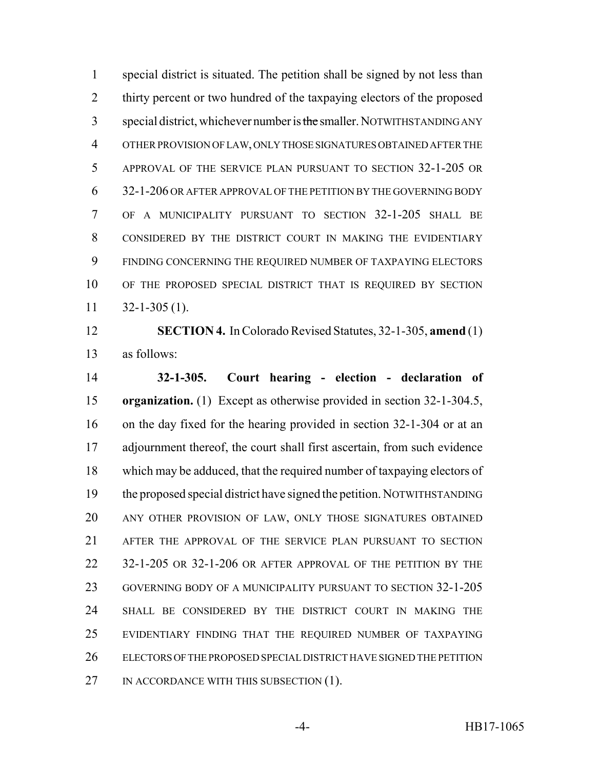special district is situated. The petition shall be signed by not less than thirty percent or two hundred of the taxpaying electors of the proposed special district, whichever number is ~~the~~ smaller. NOTWITHSTANDING ANY OTHER PROVISION OF LAW, ONLY THOSE SIGNATURES OBTAINED AFTER THE APPROVAL OF THE SERVICE PLAN PURSUANT TO SECTION 32-1-205 OR 32-1-206 OR AFTER APPROVAL OF THE PETITION BY THE GOVERNING BODY OF A MUNICIPALITY PURSUANT TO SECTION 32-1-205 SHALL BE CONSIDERED BY THE DISTRICT COURT IN MAKING THE EVIDENTIARY FINDING CONCERNING THE REQUIRED NUMBER OF TAXPAYING ELECTORS OF THE PROPOSED SPECIAL DISTRICT THAT IS REQUIRED BY SECTION 32-1-305 (1).

**SECTION 4.** In Colorado Revised Statutes, 32-1-305, **amend** (1) as follows:

**32-1-305. Court hearing - election - declaration of organization.** (1) Except as otherwise provided in section 32-1-304.5, on the day fixed for the hearing provided in section 32-1-304 or at an adjournment thereof, the court shall first ascertain, from such evidence which may be adduced, that the required number of taxpaying electors of the proposed special district have signed the petition. NOTWITHSTANDING ANY OTHER PROVISION OF LAW, ONLY THOSE SIGNATURES OBTAINED AFTER THE APPROVAL OF THE SERVICE PLAN PURSUANT TO SECTION 32-1-205 OR 32-1-206 OR AFTER APPROVAL OF THE PETITION BY THE GOVERNING BODY OF A MUNICIPALITY PURSUANT TO SECTION 32-1-205 SHALL BE CONSIDERED BY THE DISTRICT COURT IN MAKING THE EVIDENTIARY FINDING THAT THE REQUIRED NUMBER OF TAXPAYING ELECTORS OF THE PROPOSED SPECIAL DISTRICT HAVE SIGNED THE PETITION IN ACCORDANCE WITH THIS SUBSECTION (1).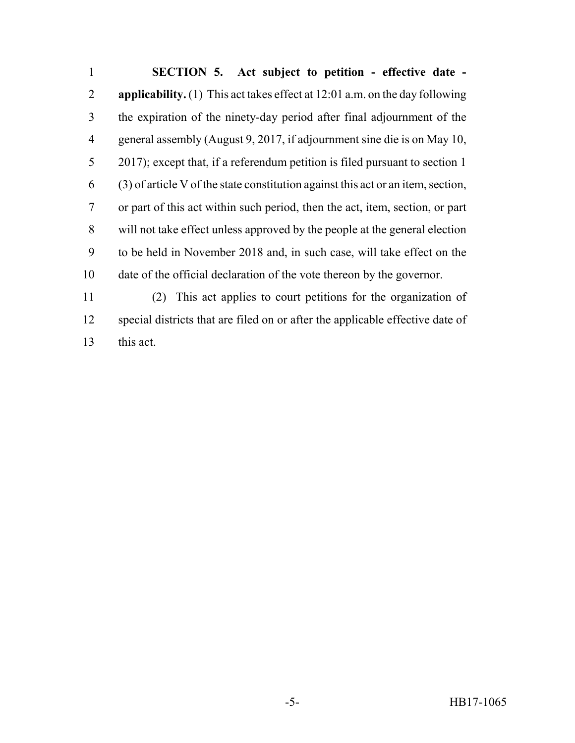**SECTION 5. Act subject to petition - effective date - applicability.** (1) This act takes effect at 12:01 a.m. on the day following the expiration of the ninety-day period after final adjournment of the general assembly (August 9, 2017, if adjournment sine die is on May 10, 2017); except that, if a referendum petition is filed pursuant to section 1 (3) of article V of the state constitution against this act or an item, section, or part of this act within such period, then the act, item, section, or part will not take effect unless approved by the people at the general election to be held in November 2018 and, in such case, will take effect on the date of the official declaration of the vote thereon by the governor.

(2) This act applies to court petitions for the organization of special districts that are filed on or after the applicable effective date of this act.